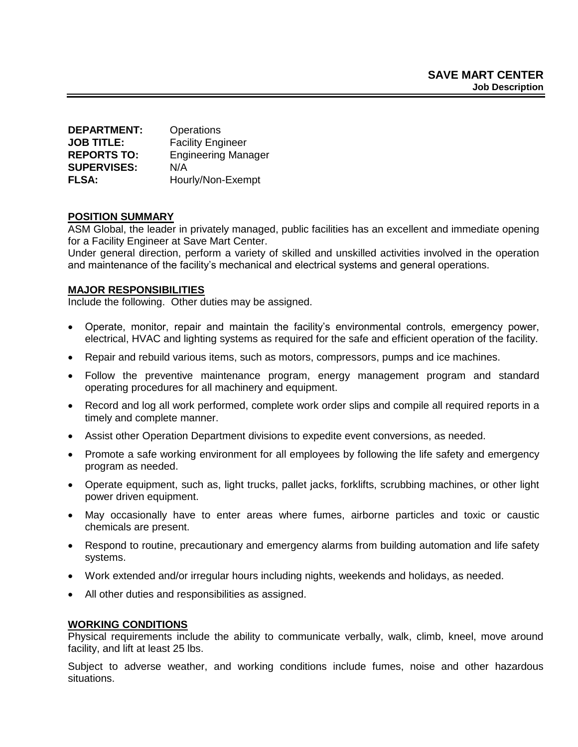**SAVE MART CENTER**
**Job Description**

---

**DEPARTMENT:** Operations
**JOB TITLE:** Facility Engineer
**REPORTS TO:** Engineering Manager
**SUPERVISES:** N/A
**FLSA:** Hourly/Non-Exempt

## POSITION SUMMARY

ASM Global, the leader in privately managed, public facilities has an excellent and immediate opening for a Facility Engineer at Save Mart Center.

Under general direction, perform a variety of skilled and unskilled activities involved in the operation and maintenance of the facility's mechanical and electrical systems and general operations.

## MAJOR RESPONSIBILITIES

Include the following. Other duties may be assigned.

- Operate, monitor, repair and maintain the facility's environmental controls, emergency power, electrical, HVAC and lighting systems as required for the safe and efficient operation of the facility.
- Repair and rebuild various items, such as motors, compressors, pumps and ice machines.
- Follow the preventive maintenance program, energy management program and standard operating procedures for all machinery and equipment.
- Record and log all work performed, complete work order slips and compile all required reports in a timely and complete manner.
- Assist other Operation Department divisions to expedite event conversions, as needed.
- Promote a safe working environment for all employees by following the life safety and emergency program as needed.
- Operate equipment, such as, light trucks, pallet jacks, forklifts, scrubbing machines, or other light power driven equipment.
- May occasionally have to enter areas where fumes, airborne particles and toxic or caustic chemicals are present.
- Respond to routine, precautionary and emergency alarms from building automation and life safety systems.
- Work extended and/or irregular hours including nights, weekends and holidays, as needed.
- All other duties and responsibilities as assigned.

## WORKING CONDITIONS

Physical requirements include the ability to communicate verbally, walk, climb, kneel, move around facility, and lift at least 25 lbs.

Subject to adverse weather, and working conditions include fumes, noise and other hazardous situations.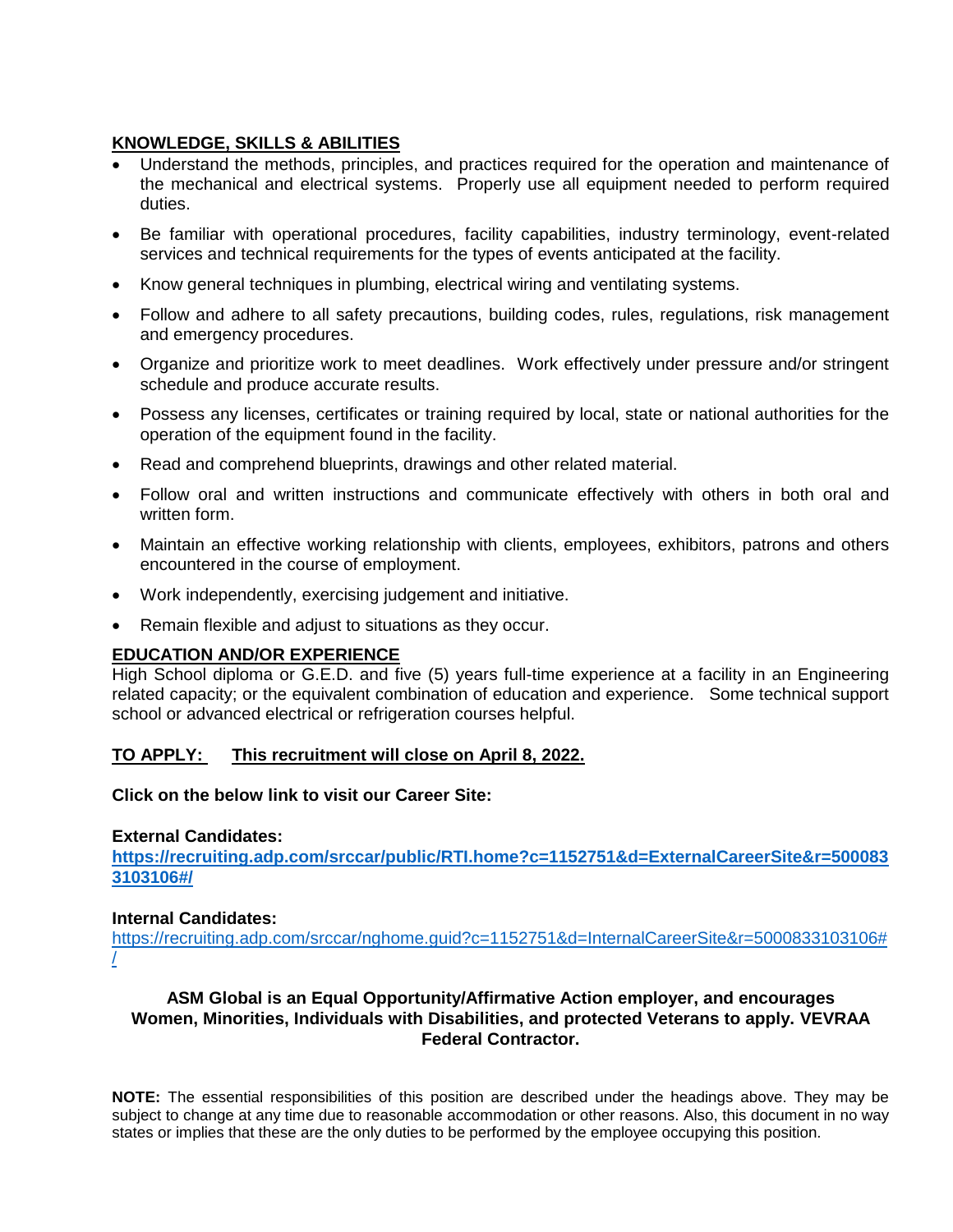## KNOWLEDGE, SKILLS & ABILITIES

- Understand the methods, principles, and practices required for the operation and maintenance of the mechanical and electrical systems. Properly use all equipment needed to perform required duties.
- Be familiar with operational procedures, facility capabilities, industry terminology, event-related services and technical requirements for the types of events anticipated at the facility.
- Know general techniques in plumbing, electrical wiring and ventilating systems.
- Follow and adhere to all safety precautions, building codes, rules, regulations, risk management and emergency procedures.
- Organize and prioritize work to meet deadlines. Work effectively under pressure and/or stringent schedule and produce accurate results.
- Possess any licenses, certificates or training required by local, state or national authorities for the operation of the equipment found in the facility.
- Read and comprehend blueprints, drawings and other related material.
- Follow oral and written instructions and communicate effectively with others in both oral and written form.
- Maintain an effective working relationship with clients, employees, exhibitors, patrons and others encountered in the course of employment.
- Work independently, exercising judgement and initiative.
- Remain flexible and adjust to situations as they occur.

## EDUCATION AND/OR EXPERIENCE

High School diploma or G.E.D. and five (5) years full-time experience at a facility in an Engineering related capacity; or the equivalent combination of education and experience. Some technical support school or advanced electrical or refrigeration courses helpful.

**TO APPLY: This recruitment will close on April 8, 2022.**

**Click on the below link to visit our Career Site:**

**External Candidates:**
**https://recruiting.adp.com/srccar/public/RTI.home?c=1152751&d=ExternalCareerSite&r=5000833103106#/**

**Internal Candidates:**
https://recruiting.adp.com/srccar/nghome.guid?c=1152751&d=InternalCareerSite&r=5000833103106#/

**ASM Global is an Equal Opportunity/Affirmative Action employer, and encourages Women, Minorities, Individuals with Disabilities, and protected Veterans to apply. VEVRAA Federal Contractor.**

**NOTE:** The essential responsibilities of this position are described under the headings above. They may be subject to change at any time due to reasonable accommodation or other reasons. Also, this document in no way states or implies that these are the only duties to be performed by the employee occupying this position.